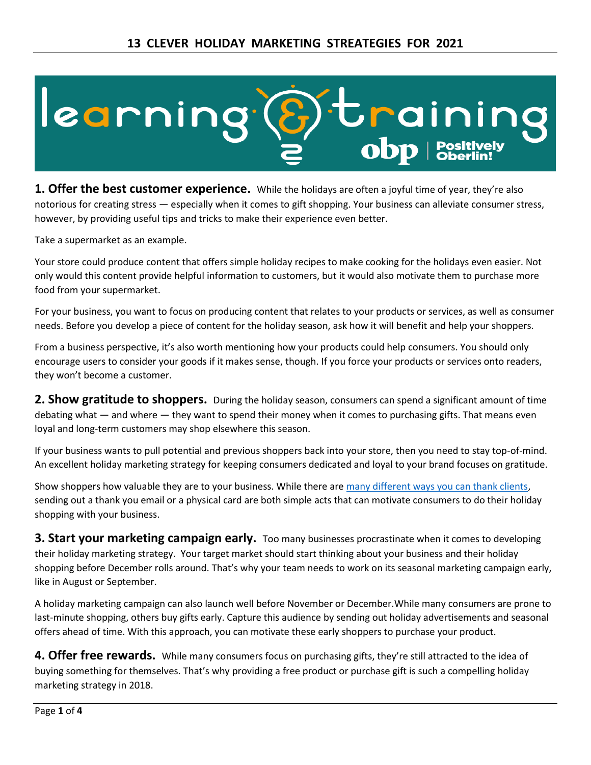# 13 CLEVER HOLIDAY MARKETING STREATEGIES FOR 2021

learning & training
obp | Positively Oberlin!

**1. Offer the best customer experience.** While the holidays are often a joyful time of year, they're also notorious for creating stress — especially when it comes to gift shopping. Your business can alleviate consumer stress, however, by providing useful tips and tricks to make their experience even better.

Take a supermarket as an example.

Your store could produce content that offers simple holiday recipes to make cooking for the holidays even easier. Not only would this content provide helpful information to customers, but it would also motivate them to purchase more food from your supermarket.

For your business, you want to focus on producing content that relates to your products or services, as well as consumer needs. Before you develop a piece of content for the holiday season, ask how it will benefit and help your shoppers.

From a business perspective, it's also worth mentioning how your products could help consumers. You should only encourage users to consider your goods if it makes sense, though. If you force your products or services onto readers, they won't become a customer.

**2. Show gratitude to shoppers.** During the holiday season, consumers can spend a significant amount of time debating what — and where — they want to spend their money when it comes to purchasing gifts. That means even loyal and long-term customers may shop elsewhere this season.

If your business wants to pull potential and previous shoppers back into your store, then you need to stay top-of-mind. An excellent holiday marketing strategy for keeping consumers dedicated and loyal to your brand focuses on gratitude.

Show shoppers how valuable they are to your business. While there are many different ways you can thank clients, sending out a thank you email or a physical card are both simple acts that can motivate consumers to do their holiday shopping with your business.

**3. Start your marketing campaign early.** Too many businesses procrastinate when it comes to developing their holiday marketing strategy. Your target market should start thinking about your business and their holiday shopping before December rolls around. That's why your team needs to work on its seasonal marketing campaign early, like in August or September.

A holiday marketing campaign can also launch well before November or December.While many consumers are prone to last-minute shopping, others buy gifts early. Capture this audience by sending out holiday advertisements and seasonal offers ahead of time. With this approach, you can motivate these early shoppers to purchase your product.

**4. Offer free rewards.** While many consumers focus on purchasing gifts, they're still attracted to the idea of buying something for themselves. That's why providing a free product or purchase gift is such a compelling holiday marketing strategy in 2018.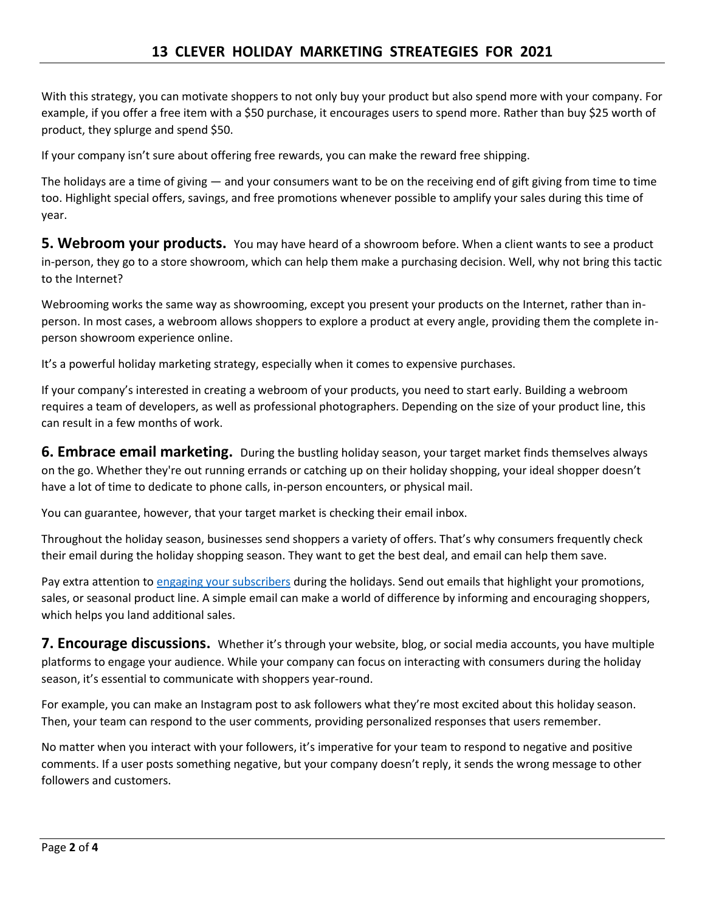With this strategy, you can motivate shoppers to not only buy your product but also spend more with your company. For example, if you offer a free item with a $50 purchase, it encourages users to spend more. Rather than buy $25 worth of product, they splurge and spend $50.

If your company isn't sure about offering free rewards, you can make the reward free shipping.

The holidays are a time of giving — and your consumers want to be on the receiving end of gift giving from time to time too. Highlight special offers, savings, and free promotions whenever possible to amplify your sales during this time of year.

**5. Webroom your products.** You may have heard of a showroom before. When a client wants to see a product in-person, they go to a store showroom, which can help them make a purchasing decision. Well, why not bring this tactic to the Internet?

Webrooming works the same way as showrooming, except you present your products on the Internet, rather than in-person. In most cases, a webroom allows shoppers to explore a product at every angle, providing them the complete in-person showroom experience online.

It's a powerful holiday marketing strategy, especially when it comes to expensive purchases.

If your company's interested in creating a webroom of your products, you need to start early. Building a webroom requires a team of developers, as well as professional photographers. Depending on the size of your product line, this can result in a few months of work.

**6. Embrace email marketing.** During the bustling holiday season, your target market finds themselves always on the go. Whether they're out running errands or catching up on their holiday shopping, your ideal shopper doesn't have a lot of time to dedicate to phone calls, in-person encounters, or physical mail.

You can guarantee, however, that your target market is checking their email inbox.

Throughout the holiday season, businesses send shoppers a variety of offers. That's why consumers frequently check their email during the holiday shopping season. They want to get the best deal, and email can help them save.

Pay extra attention to [engaging your subscribers]() during the holidays. Send out emails that highlight your promotions, sales, or seasonal product line. A simple email can make a world of difference by informing and encouraging shoppers, which helps you land additional sales.

**7. Encourage discussions.** Whether it's through your website, blog, or social media accounts, you have multiple platforms to engage your audience. While your company can focus on interacting with consumers during the holiday season, it's essential to communicate with shoppers year-round.

For example, you can make an Instagram post to ask followers what they're most excited about this holiday season. Then, your team can respond to the user comments, providing personalized responses that users remember.

No matter when you interact with your followers, it's imperative for your team to respond to negative and positive comments. If a user posts something negative, but your company doesn't reply, it sends the wrong message to other followers and customers.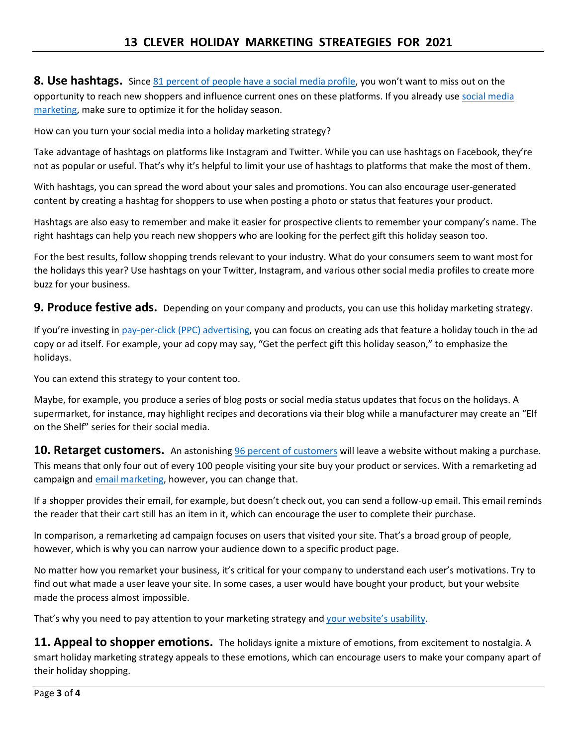**8. Use hashtags.** Since [81 percent of people have a social media profile](), you won't want to miss out on the opportunity to reach new shoppers and influence current ones on these platforms. If you already use [social media marketing](), make sure to optimize it for the holiday season.

How can you turn your social media into a holiday marketing strategy?

Take advantage of hashtags on platforms like Instagram and Twitter. While you can use hashtags on Facebook, they're not as popular or useful. That's why it's helpful to limit your use of hashtags to platforms that make the most of them.

With hashtags, you can spread the word about your sales and promotions. You can also encourage user-generated content by creating a hashtag for shoppers to use when posting a photo or status that features your product.

Hashtags are also easy to remember and make it easier for prospective clients to remember your company's name. The right hashtags can help you reach new shoppers who are looking for the perfect gift this holiday season too.

For the best results, follow shopping trends relevant to your industry. What do your consumers seem to want most for the holidays this year? Use hashtags on your Twitter, Instagram, and various other social media profiles to create more buzz for your business.

**9. Produce festive ads.** Depending on your company and products, you can use this holiday marketing strategy.

If you're investing in [pay-per-click (PPC) advertising](), you can focus on creating ads that feature a holiday touch in the ad copy or ad itself. For example, your ad copy may say, "Get the perfect gift this holiday season," to emphasize the holidays.

You can extend this strategy to your content too.

Maybe, for example, you produce a series of blog posts or social media status updates that focus on the holidays. A supermarket, for instance, may highlight recipes and decorations via their blog while a manufacturer may create an "Elf on the Shelf" series for their social media.

**10. Retarget customers.** An astonishing [96 percent of customers]() will leave a website without making a purchase. This means that only four out of every 100 people visiting your site buy your product or services. With a remarketing ad campaign and [email marketing](), however, you can change that.

If a shopper provides their email, for example, but doesn't check out, you can send a follow-up email. This email reminds the reader that their cart still has an item in it, which can encourage the user to complete their purchase.

In comparison, a remarketing ad campaign focuses on users that visited your site. That's a broad group of people, however, which is why you can narrow your audience down to a specific product page.

No matter how you remarket your business, it's critical for your company to understand each user's motivations. Try to find out what made a user leave your site. In some cases, a user would have bought your product, but your website made the process almost impossible.

That's why you need to pay attention to your marketing strategy and [your website's usability]().

**11. Appeal to shopper emotions.** The holidays ignite a mixture of emotions, from excitement to nostalgia. A smart holiday marketing strategy appeals to these emotions, which can encourage users to make your company apart of their holiday shopping.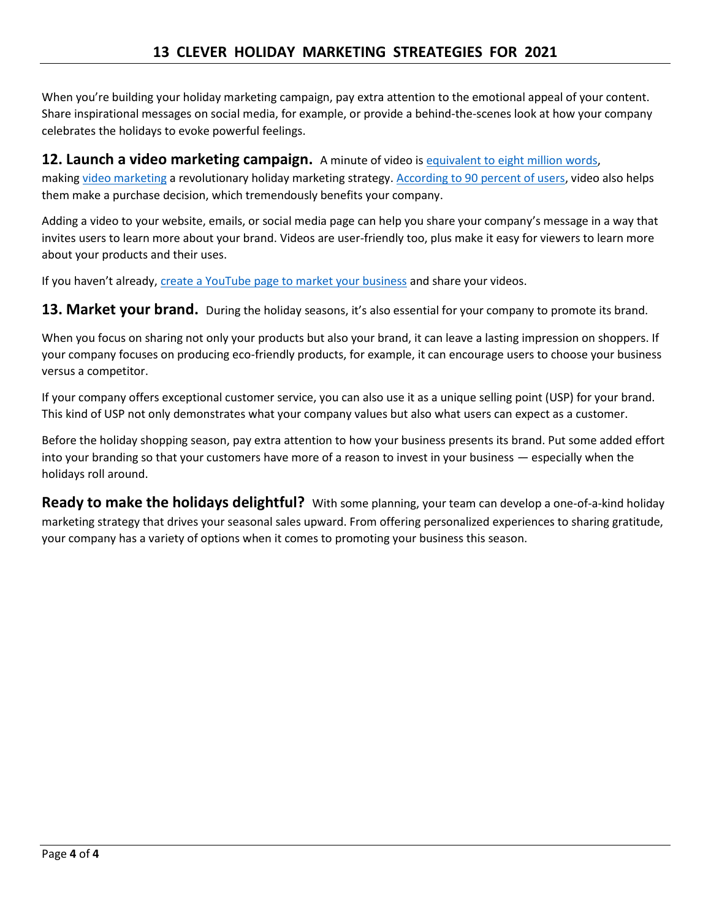When you're building your holiday marketing campaign, pay extra attention to the emotional appeal of your content. Share inspirational messages on social media, for example, or provide a behind-the-scenes look at how your company celebrates the holidays to evoke powerful feelings.

**12. Launch a video marketing campaign.** A minute of video is equivalent to eight million words, making video marketing a revolutionary holiday marketing strategy. According to 90 percent of users, video also helps them make a purchase decision, which tremendously benefits your company.

Adding a video to your website, emails, or social media page can help you share your company's message in a way that invites users to learn more about your brand. Videos are user-friendly too, plus make it easy for viewers to learn more about your products and their uses.

If you haven't already, create a YouTube page to market your business and share your videos.

**13. Market your brand.** During the holiday seasons, it's also essential for your company to promote its brand.

When you focus on sharing not only your products but also your brand, it can leave a lasting impression on shoppers. If your company focuses on producing eco-friendly products, for example, it can encourage users to choose your business versus a competitor.

If your company offers exceptional customer service, you can also use it as a unique selling point (USP) for your brand. This kind of USP not only demonstrates what your company values but also what users can expect as a customer.

Before the holiday shopping season, pay extra attention to how your business presents its brand. Put some added effort into your branding so that your customers have more of a reason to invest in your business — especially when the holidays roll around.

**Ready to make the holidays delightful?** With some planning, your team can develop a one-of-a-kind holiday marketing strategy that drives your seasonal sales upward. From offering personalized experiences to sharing gratitude, your company has a variety of options when it comes to promoting your business this season.